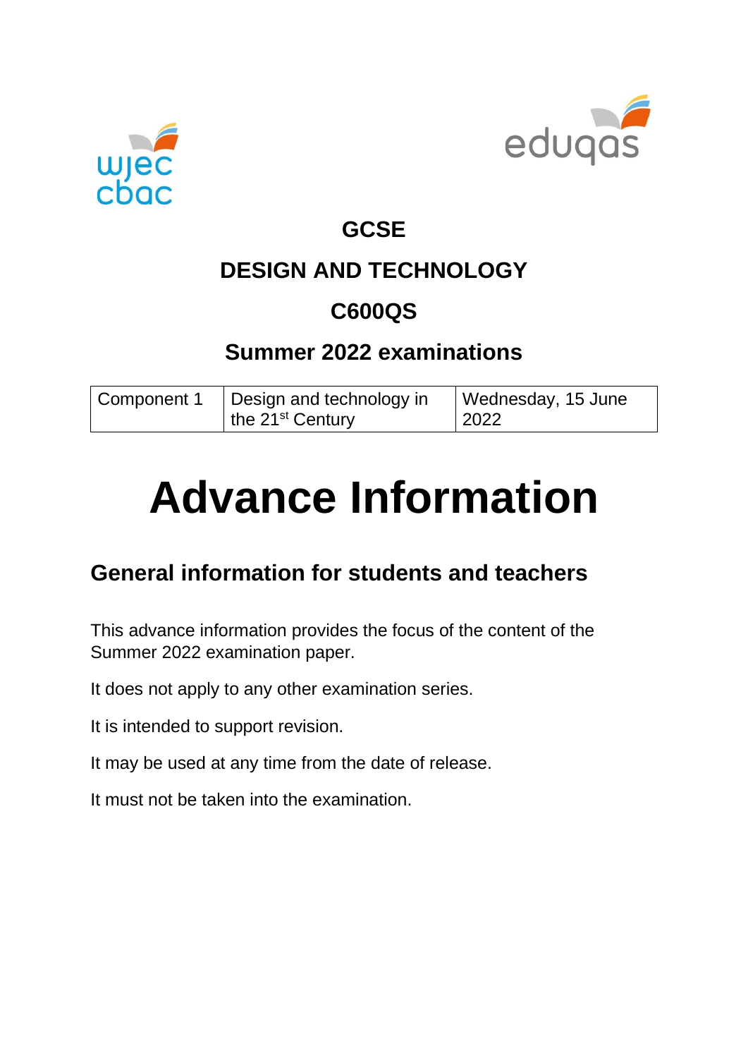# GCSE

# DESIGN AND TECHNOLOGY

# C600QS

## Summer 2022 examinations

| Component 1 | Design and technology in the 21st Century | Wednesday, 15 June 2022 |
|---|---|---|

# Advance Information

## General information for students and teachers

This advance information provides the focus of the content of the Summer 2022 examination paper.

It does not apply to any other examination series.

It is intended to support revision.

It may be used at any time from the date of release.

It must not be taken into the examination.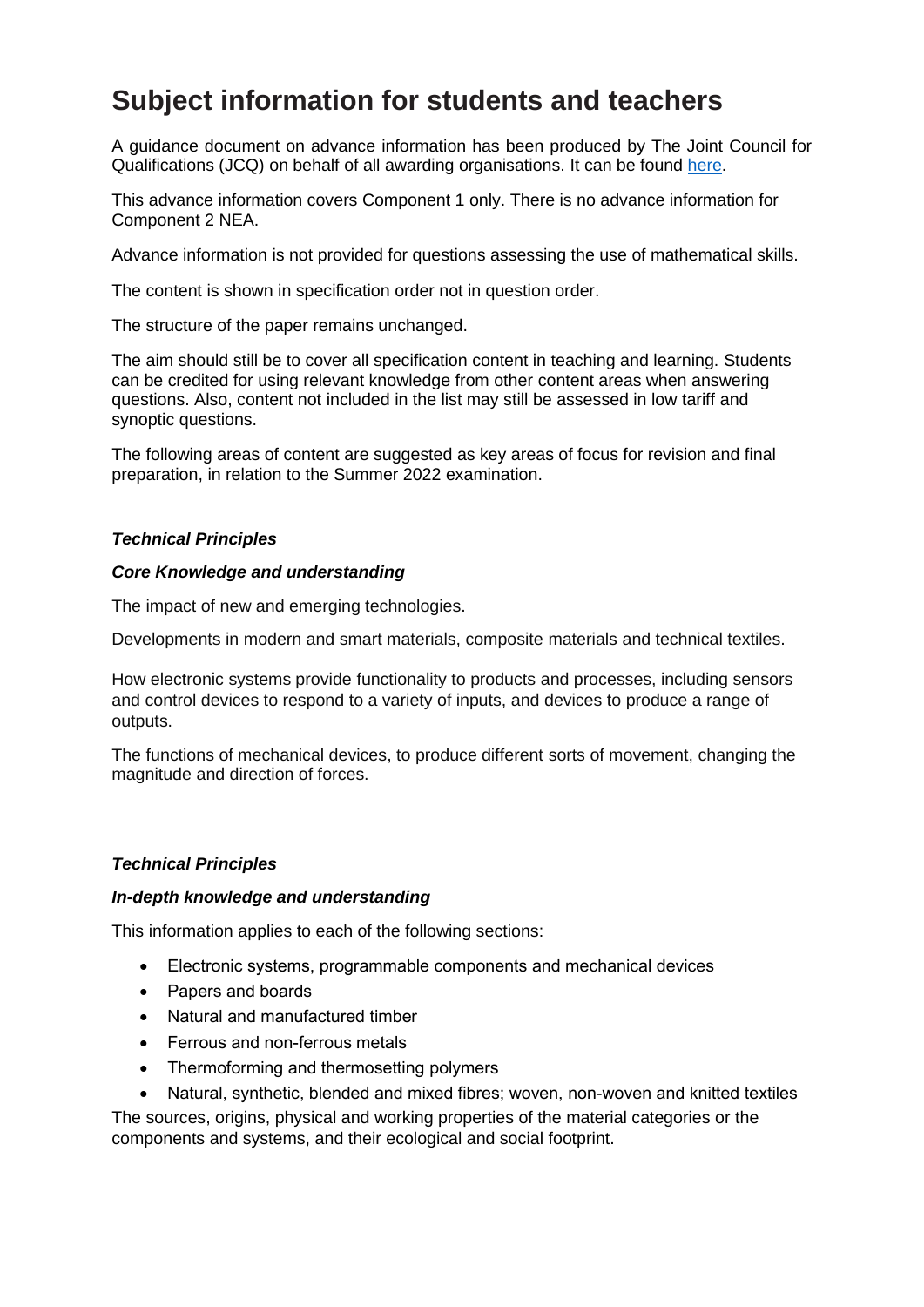# Subject information for students and teachers

A guidance document on advance information has been produced by The Joint Council for Qualifications (JCQ) on behalf of all awarding organisations. It can be found [here](here).

This advance information covers Component 1 only. There is no advance information for Component 2 NEA.

Advance information is not provided for questions assessing the use of mathematical skills.

The content is shown in specification order not in question order.

The structure of the paper remains unchanged.

The aim should still be to cover all specification content in teaching and learning. Students can be credited for using relevant knowledge from other content areas when answering questions. Also, content not included in the list may still be assessed in low tariff and synoptic questions.

The following areas of content are suggested as key areas of focus for revision and final preparation, in relation to the Summer 2022 examination.

***Technical Principles***

***Core Knowledge and understanding***

The impact of new and emerging technologies.

Developments in modern and smart materials, composite materials and technical textiles.

How electronic systems provide functionality to products and processes, including sensors and control devices to respond to a variety of inputs, and devices to produce a range of outputs.

The functions of mechanical devices, to produce different sorts of movement, changing the magnitude and direction of forces.

***Technical Principles***

***In-depth knowledge and understanding***

This information applies to each of the following sections:

- Electronic systems, programmable components and mechanical devices
- Papers and boards
- Natural and manufactured timber
- Ferrous and non-ferrous metals
- Thermoforming and thermosetting polymers
- Natural, synthetic, blended and mixed fibres; woven, non-woven and knitted textiles

The sources, origins, physical and working properties of the material categories or the components and systems, and their ecological and social footprint.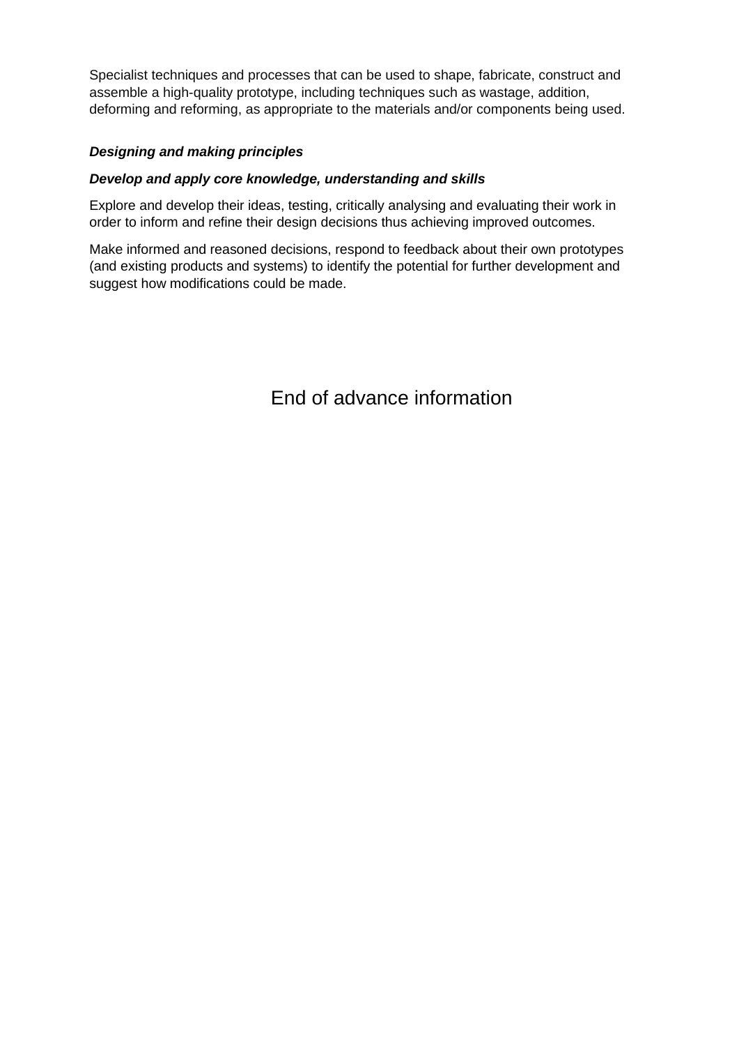Specialist techniques and processes that can be used to shape, fabricate, construct and assemble a high-quality prototype, including techniques such as wastage, addition, deforming and reforming, as appropriate to the materials and/or components being used.

***Designing and making principles***

***Develop and apply core knowledge, understanding and skills***

Explore and develop their ideas, testing, critically analysing and evaluating their work in order to inform and refine their design decisions thus achieving improved outcomes.

Make informed and reasoned decisions, respond to feedback about their own prototypes (and existing products and systems) to identify the potential for further development and suggest how modifications could be made.

End of advance information